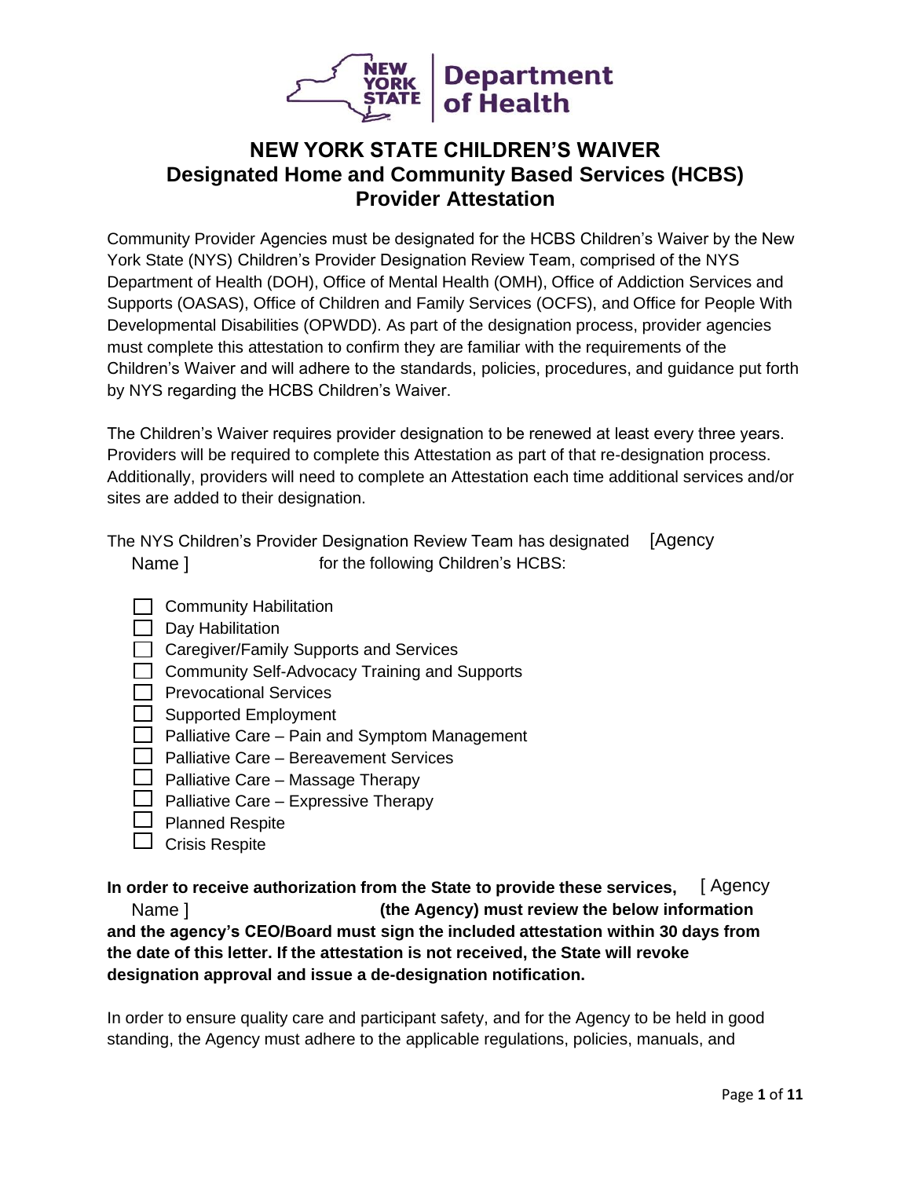# NEW YORK STATE CHILDREN'S WAIVER
## Designated Home and Community Based Services (HCBS) Provider Attestation

Community Provider Agencies must be designated for the HCBS Children's Waiver by the New York State (NYS) Children's Provider Designation Review Team, comprised of the NYS Department of Health (DOH), Office of Mental Health (OMH), Office of Addiction Services and Supports (OASAS), Office of Children and Family Services (OCFS), and Office for People With Developmental Disabilities (OPWDD). As part of the designation process, provider agencies must complete this attestation to confirm they are familiar with the requirements of the Children's Waiver and will adhere to the standards, policies, procedures, and guidance put forth by NYS regarding the HCBS Children's Waiver.

The Children's Waiver requires provider designation to be renewed at least every three years. Providers will be required to complete this Attestation as part of that re-designation process. Additionally, providers will need to complete an Attestation each time additional services and/or sites are added to their designation.

The NYS Children's Provider Designation Review Team has designated [Agency Name ] for the following Children's HCBS:

- ☐ Community Habilitation
- ☐ Day Habilitation
- ☐ Caregiver/Family Supports and Services
- ☐ Community Self-Advocacy Training and Supports
- ☐ Prevocational Services
- ☐ Supported Employment
- ☐ Palliative Care – Pain and Symptom Management
- ☐ Palliative Care – Bereavement Services
- ☐ Palliative Care – Massage Therapy
- ☐ Palliative Care – Expressive Therapy
- ☐ Planned Respite
- ☐ Crisis Respite

**In order to receive authorization from the State to provide these services,** [ Agency Name ] **(the Agency) must review the below information and the agency's CEO/Board must sign the included attestation within 30 days from the date of this letter. If the attestation is not received, the State will revoke designation approval and issue a de-designation notification.**

In order to ensure quality care and participant safety, and for the Agency to be held in good standing, the Agency must adhere to the applicable regulations, policies, manuals, and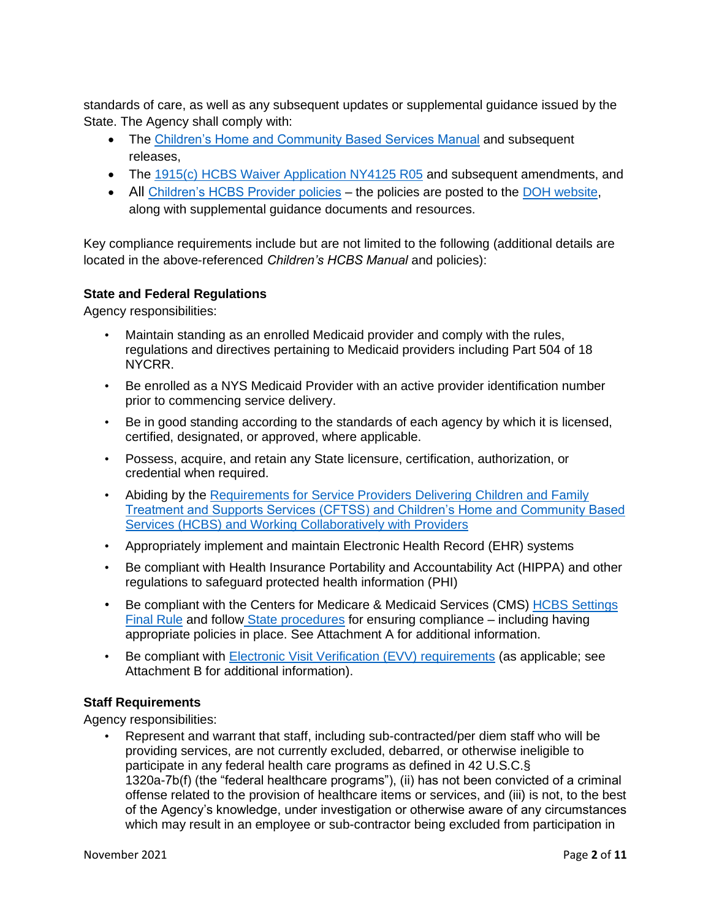standards of care, as well as any subsequent updates or supplemental guidance issued by the State. The Agency shall comply with:

- The Children's Home and Community Based Services Manual and subsequent releases,
- The 1915(c) HCBS Waiver Application NY4125 R05 and subsequent amendments, and
- All Children's HCBS Provider policies – the policies are posted to the DOH website, along with supplemental guidance documents and resources.

Key compliance requirements include but are not limited to the following (additional details are located in the above-referenced *Children's HCBS Manual* and policies):

**State and Federal Regulations**

Agency responsibilities:

- Maintain standing as an enrolled Medicaid provider and comply with the rules, regulations and directives pertaining to Medicaid providers including Part 504 of 18 NYCRR.
- Be enrolled as a NYS Medicaid Provider with an active provider identification number prior to commencing service delivery.
- Be in good standing according to the standards of each agency by which it is licensed, certified, designated, or approved, where applicable.
- Possess, acquire, and retain any State licensure, certification, authorization, or credential when required.
- Abiding by the Requirements for Service Providers Delivering Children and Family Treatment and Supports Services (CFTSS) and Children's Home and Community Based Services (HCBS) and Working Collaboratively with Providers
- Appropriately implement and maintain Electronic Health Record (EHR) systems
- Be compliant with Health Insurance Portability and Accountability Act (HIPPA) and other regulations to safeguard protected health information (PHI)
- Be compliant with the Centers for Medicare & Medicaid Services (CMS) HCBS Settings Final Rule and follow State procedures for ensuring compliance – including having appropriate policies in place. See Attachment A for additional information.
- Be compliant with Electronic Visit Verification (EVV) requirements (as applicable; see Attachment B for additional information).

**Staff Requirements**

Agency responsibilities:

- Represent and warrant that staff, including sub-contracted/per diem staff who will be providing services, are not currently excluded, debarred, or otherwise ineligible to participate in any federal health care programs as defined in 42 U.S.C.§ 1320a-7b(f) (the "federal healthcare programs"), (ii) has not been convicted of a criminal offense related to the provision of healthcare items or services, and (iii) is not, to the best of the Agency's knowledge, under investigation or otherwise aware of any circumstances which may result in an employee or sub-contractor being excluded from participation in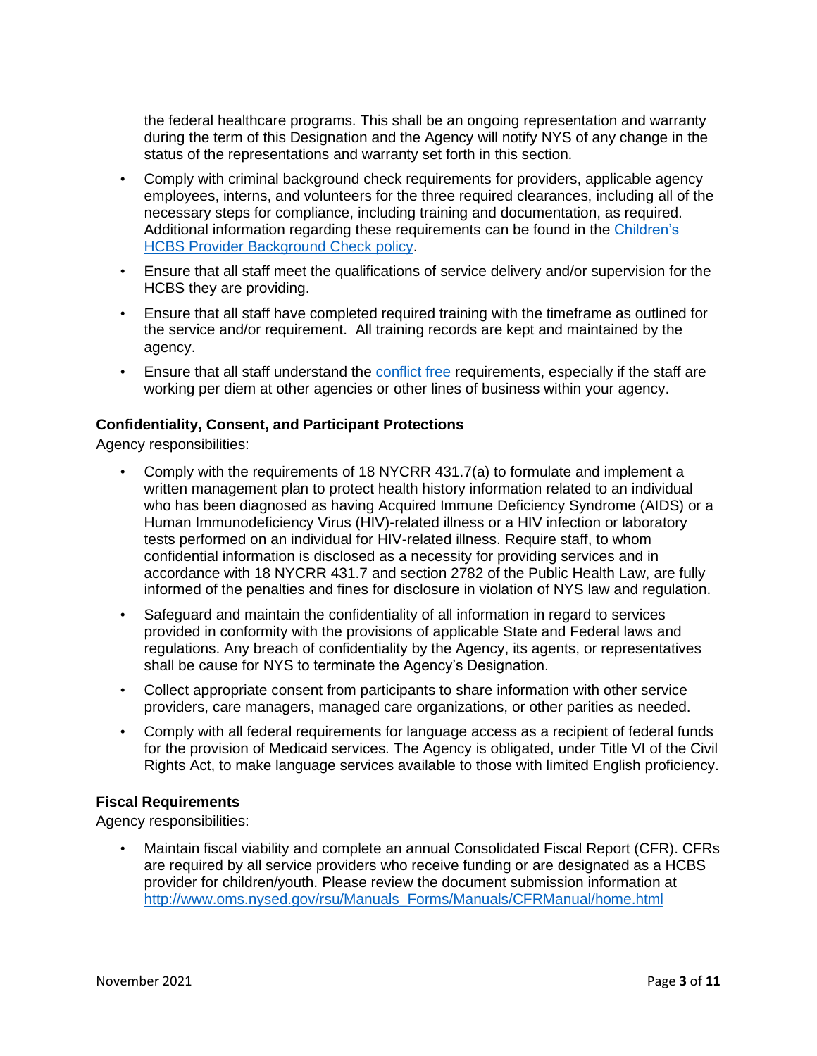the federal healthcare programs. This shall be an ongoing representation and warranty during the term of this Designation and the Agency will notify NYS of any change in the status of the representations and warranty set forth in this section.

- Comply with criminal background check requirements for providers, applicable agency employees, interns, and volunteers for the three required clearances, including all of the necessary steps for compliance, including training and documentation, as required. Additional information regarding these requirements can be found in the Children's HCBS Provider Background Check policy.
- Ensure that all staff meet the qualifications of service delivery and/or supervision for the HCBS they are providing.
- Ensure that all staff have completed required training with the timeframe as outlined for the service and/or requirement. All training records are kept and maintained by the agency.
- Ensure that all staff understand the conflict free requirements, especially if the staff are working per diem at other agencies or other lines of business within your agency.

### Confidentiality, Consent, and Participant Protections

Agency responsibilities:

- Comply with the requirements of 18 NYCRR 431.7(a) to formulate and implement a written management plan to protect health history information related to an individual who has been diagnosed as having Acquired Immune Deficiency Syndrome (AIDS) or a Human Immunodeficiency Virus (HIV)-related illness or a HIV infection or laboratory tests performed on an individual for HIV-related illness. Require staff, to whom confidential information is disclosed as a necessity for providing services and in accordance with 18 NYCRR 431.7 and section 2782 of the Public Health Law, are fully informed of the penalties and fines for disclosure in violation of NYS law and regulation.
- Safeguard and maintain the confidentiality of all information in regard to services provided in conformity with the provisions of applicable State and Federal laws and regulations. Any breach of confidentiality by the Agency, its agents, or representatives shall be cause for NYS to terminate the Agency's Designation.
- Collect appropriate consent from participants to share information with other service providers, care managers, managed care organizations, or other parities as needed.
- Comply with all federal requirements for language access as a recipient of federal funds for the provision of Medicaid services. The Agency is obligated, under Title VI of the Civil Rights Act, to make language services available to those with limited English proficiency.

### Fiscal Requirements

Agency responsibilities:

- Maintain fiscal viability and complete an annual Consolidated Fiscal Report (CFR). CFRs are required by all service providers who receive funding or are designated as a HCBS provider for children/youth. Please review the document submission information at http://www.oms.nysed.gov/rsu/Manuals_Forms/Manuals/CFRManual/home.html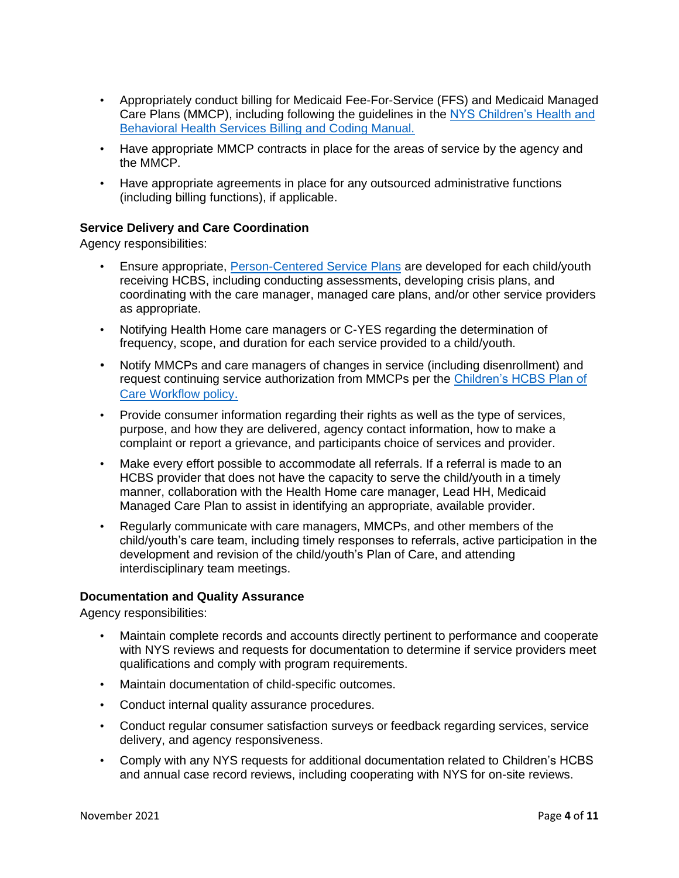- Appropriately conduct billing for Medicaid Fee-For-Service (FFS) and Medicaid Managed Care Plans (MMCP), including following the guidelines in the [NYS Children's Health and Behavioral Health Services Billing and Coding Manual.]()
- Have appropriate MMCP contracts in place for the areas of service by the agency and the MMCP.
- Have appropriate agreements in place for any outsourced administrative functions (including billing functions), if applicable.

**Service Delivery and Care Coordination**

Agency responsibilities:

- Ensure appropriate, [Person-Centered Service Plans]() are developed for each child/youth receiving HCBS, including conducting assessments, developing crisis plans, and coordinating with the care manager, managed care plans, and/or other service providers as appropriate.
- Notifying Health Home care managers or C-YES regarding the determination of frequency, scope, and duration for each service provided to a child/youth.
- Notify MMCPs and care managers of changes in service (including disenrollment) and request continuing service authorization from MMCPs per the [Children's HCBS Plan of Care Workflow policy.]()
- Provide consumer information regarding their rights as well as the type of services, purpose, and how they are delivered, agency contact information, how to make a complaint or report a grievance, and participants choice of services and provider.
- Make every effort possible to accommodate all referrals. If a referral is made to an HCBS provider that does not have the capacity to serve the child/youth in a timely manner, collaboration with the Health Home care manager, Lead HH, Medicaid Managed Care Plan to assist in identifying an appropriate, available provider.
- Regularly communicate with care managers, MMCPs, and other members of the child/youth's care team, including timely responses to referrals, active participation in the development and revision of the child/youth's Plan of Care, and attending interdisciplinary team meetings.

**Documentation and Quality Assurance**

Agency responsibilities:

- Maintain complete records and accounts directly pertinent to performance and cooperate with NYS reviews and requests for documentation to determine if service providers meet qualifications and comply with program requirements.
- Maintain documentation of child-specific outcomes.
- Conduct internal quality assurance procedures.
- Conduct regular consumer satisfaction surveys or feedback regarding services, service delivery, and agency responsiveness.
- Comply with any NYS requests for additional documentation related to Children's HCBS and annual case record reviews, including cooperating with NYS for on-site reviews.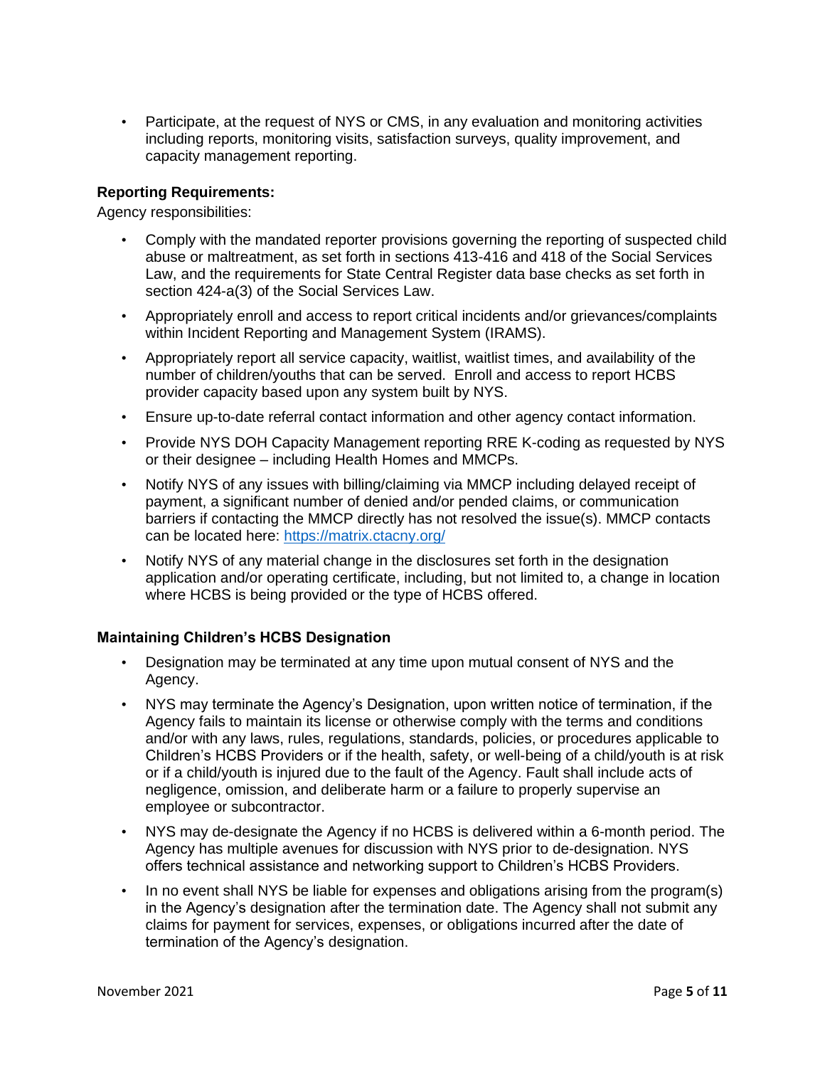- Participate, at the request of NYS or CMS, in any evaluation and monitoring activities including reports, monitoring visits, satisfaction surveys, quality improvement, and capacity management reporting.

**Reporting Requirements:**

Agency responsibilities:

- Comply with the mandated reporter provisions governing the reporting of suspected child abuse or maltreatment, as set forth in sections 413-416 and 418 of the Social Services Law, and the requirements for State Central Register data base checks as set forth in section 424-a(3) of the Social Services Law.
- Appropriately enroll and access to report critical incidents and/or grievances/complaints within Incident Reporting and Management System (IRAMS).
- Appropriately report all service capacity, waitlist, waitlist times, and availability of the number of children/youths that can be served. Enroll and access to report HCBS provider capacity based upon any system built by NYS.
- Ensure up-to-date referral contact information and other agency contact information.
- Provide NYS DOH Capacity Management reporting RRE K-coding as requested by NYS or their designee – including Health Homes and MMCPs.
- Notify NYS of any issues with billing/claiming via MMCP including delayed receipt of payment, a significant number of denied and/or pended claims, or communication barriers if contacting the MMCP directly has not resolved the issue(s). MMCP contacts can be located here: https://matrix.ctacny.org/
- Notify NYS of any material change in the disclosures set forth in the designation application and/or operating certificate, including, but not limited to, a change in location where HCBS is being provided or the type of HCBS offered.

**Maintaining Children's HCBS Designation**

- Designation may be terminated at any time upon mutual consent of NYS and the Agency.
- NYS may terminate the Agency's Designation, upon written notice of termination, if the Agency fails to maintain its license or otherwise comply with the terms and conditions and/or with any laws, rules, regulations, standards, policies, or procedures applicable to Children's HCBS Providers or if the health, safety, or well-being of a child/youth is at risk or if a child/youth is injured due to the fault of the Agency. Fault shall include acts of negligence, omission, and deliberate harm or a failure to properly supervise an employee or subcontractor.
- NYS may de-designate the Agency if no HCBS is delivered within a 6-month period. The Agency has multiple avenues for discussion with NYS prior to de-designation. NYS offers technical assistance and networking support to Children's HCBS Providers.
- In no event shall NYS be liable for expenses and obligations arising from the program(s) in the Agency's designation after the termination date. The Agency shall not submit any claims for payment for services, expenses, or obligations incurred after the date of termination of the Agency's designation.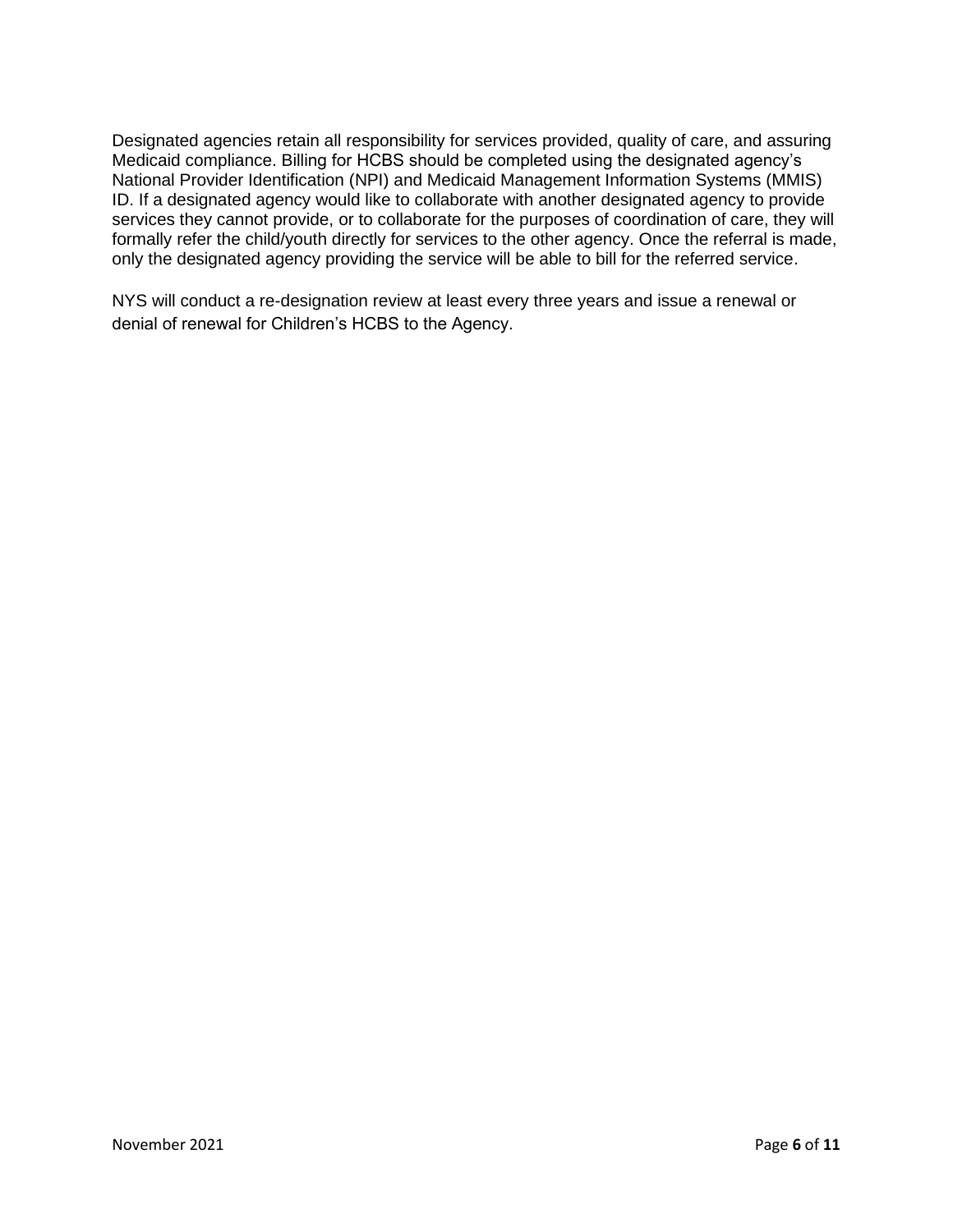Designated agencies retain all responsibility for services provided, quality of care, and assuring Medicaid compliance. Billing for HCBS should be completed using the designated agency's National Provider Identification (NPI) and Medicaid Management Information Systems (MMIS) ID. If a designated agency would like to collaborate with another designated agency to provide services they cannot provide, or to collaborate for the purposes of coordination of care, they will formally refer the child/youth directly for services to the other agency. Once the referral is made, only the designated agency providing the service will be able to bill for the referred service.

NYS will conduct a re-designation review at least every three years and issue a renewal or denial of renewal for Children's HCBS to the Agency.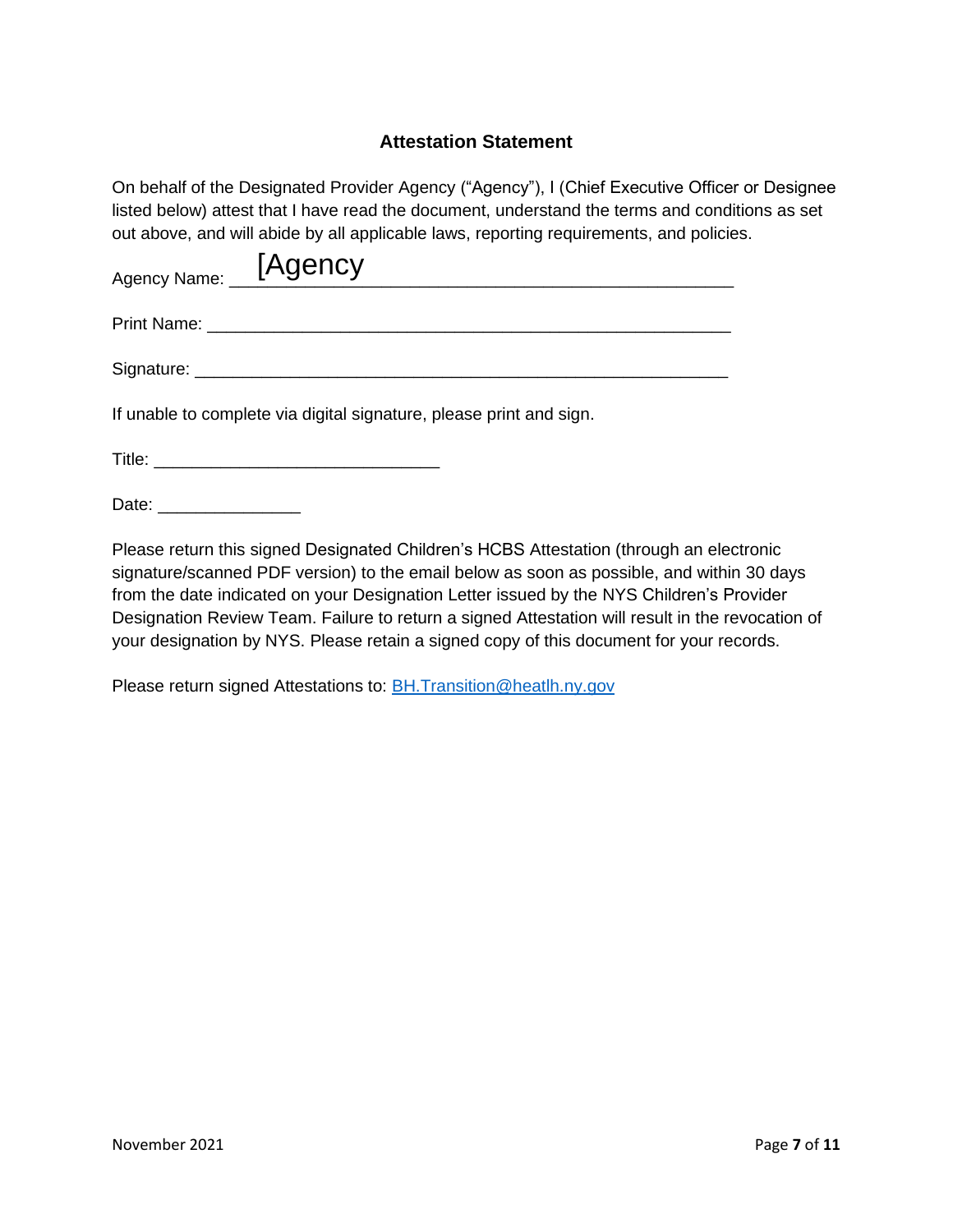### Attestation Statement

On behalf of the Designated Provider Agency ("Agency"), I (Chief Executive Officer or Designee listed below) attest that I have read the document, understand the terms and conditions as set out above, and will abide by all applicable laws, reporting requirements, and policies.

Agency Name: [Agency_______________________________________________

Print Name: _______________________________________________________

Signature: _________________________________________________________

If unable to complete via digital signature, please print and sign.

Title: ____________________________

Date: _______________

Please return this signed Designated Children's HCBS Attestation (through an electronic signature/scanned PDF version) to the email below as soon as possible, and within 30 days from the date indicated on your Designation Letter issued by the NYS Children's Provider Designation Review Team. Failure to return a signed Attestation will result in the revocation of your designation by NYS. Please retain a signed copy of this document for your records.

Please return signed Attestations to: BH.Transition@heatlh.ny.gov

November 2021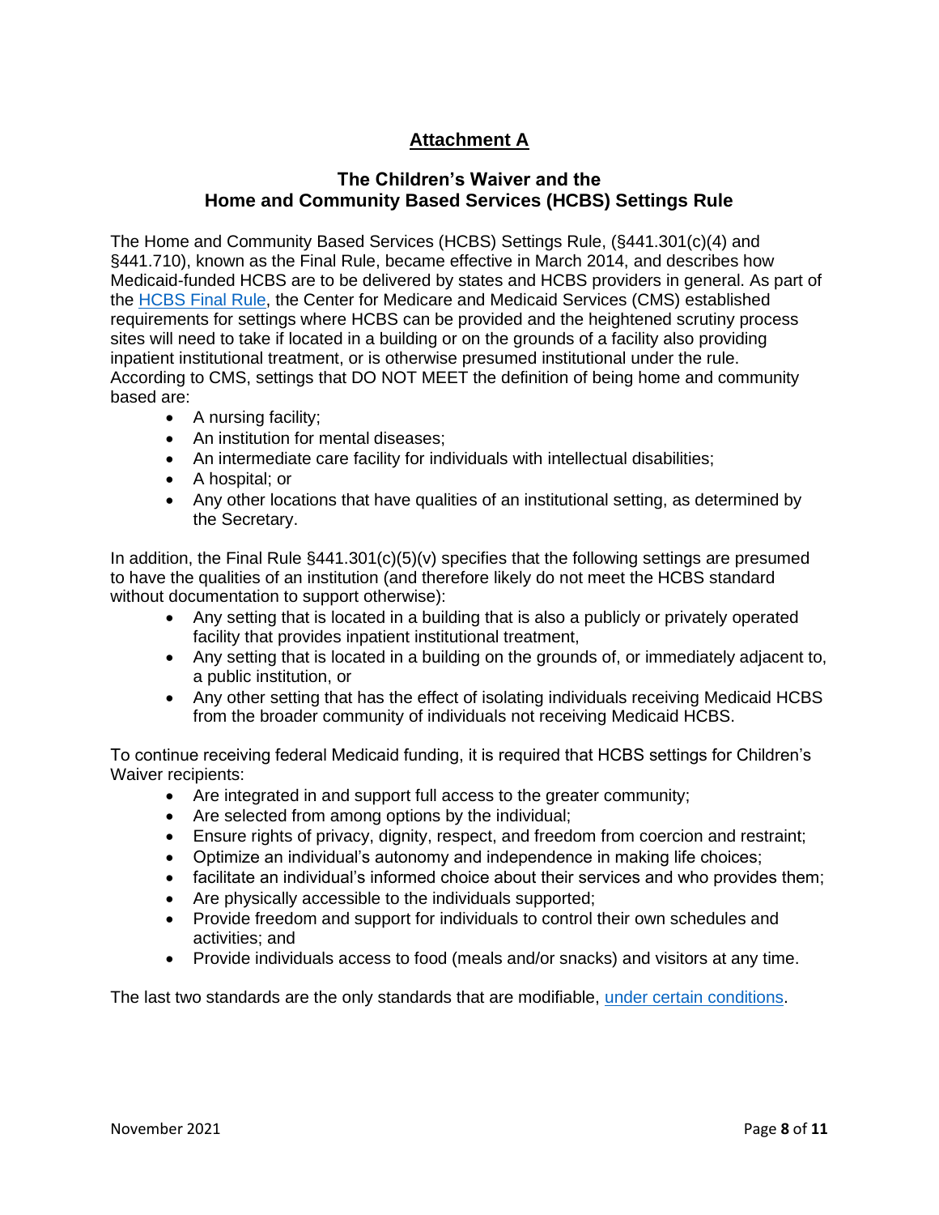# Attachment A

## The Children's Waiver and the Home and Community Based Services (HCBS) Settings Rule

The Home and Community Based Services (HCBS) Settings Rule, (§441.301(c)(4) and §441.710), known as the Final Rule, became effective in March 2014, and describes how Medicaid-funded HCBS are to be delivered by states and HCBS providers in general. As part of the [HCBS Final Rule](), the Center for Medicare and Medicaid Services (CMS) established requirements for settings where HCBS can be provided and the heightened scrutiny process sites will need to take if located in a building or on the grounds of a facility also providing inpatient institutional treatment, or is otherwise presumed institutional under the rule. According to CMS, settings that DO NOT MEET the definition of being home and community based are:

- A nursing facility;
- An institution for mental diseases;
- An intermediate care facility for individuals with intellectual disabilities;
- A hospital; or
- Any other locations that have qualities of an institutional setting, as determined by the Secretary.

In addition, the Final Rule §441.301(c)(5)(v) specifies that the following settings are presumed to have the qualities of an institution (and therefore likely do not meet the HCBS standard without documentation to support otherwise):

- Any setting that is located in a building that is also a publicly or privately operated facility that provides inpatient institutional treatment,
- Any setting that is located in a building on the grounds of, or immediately adjacent to, a public institution, or
- Any other setting that has the effect of isolating individuals receiving Medicaid HCBS from the broader community of individuals not receiving Medicaid HCBS.

To continue receiving federal Medicaid funding, it is required that HCBS settings for Children's Waiver recipients:

- Are integrated in and support full access to the greater community;
- Are selected from among options by the individual;
- Ensure rights of privacy, dignity, respect, and freedom from coercion and restraint;
- Optimize an individual's autonomy and independence in making life choices;
- facilitate an individual's informed choice about their services and who provides them;
- Are physically accessible to the individuals supported;
- Provide freedom and support for individuals to control their own schedules and activities; and
- Provide individuals access to food (meals and/or snacks) and visitors at any time.

The last two standards are the only standards that are modifiable, [under certain conditions]().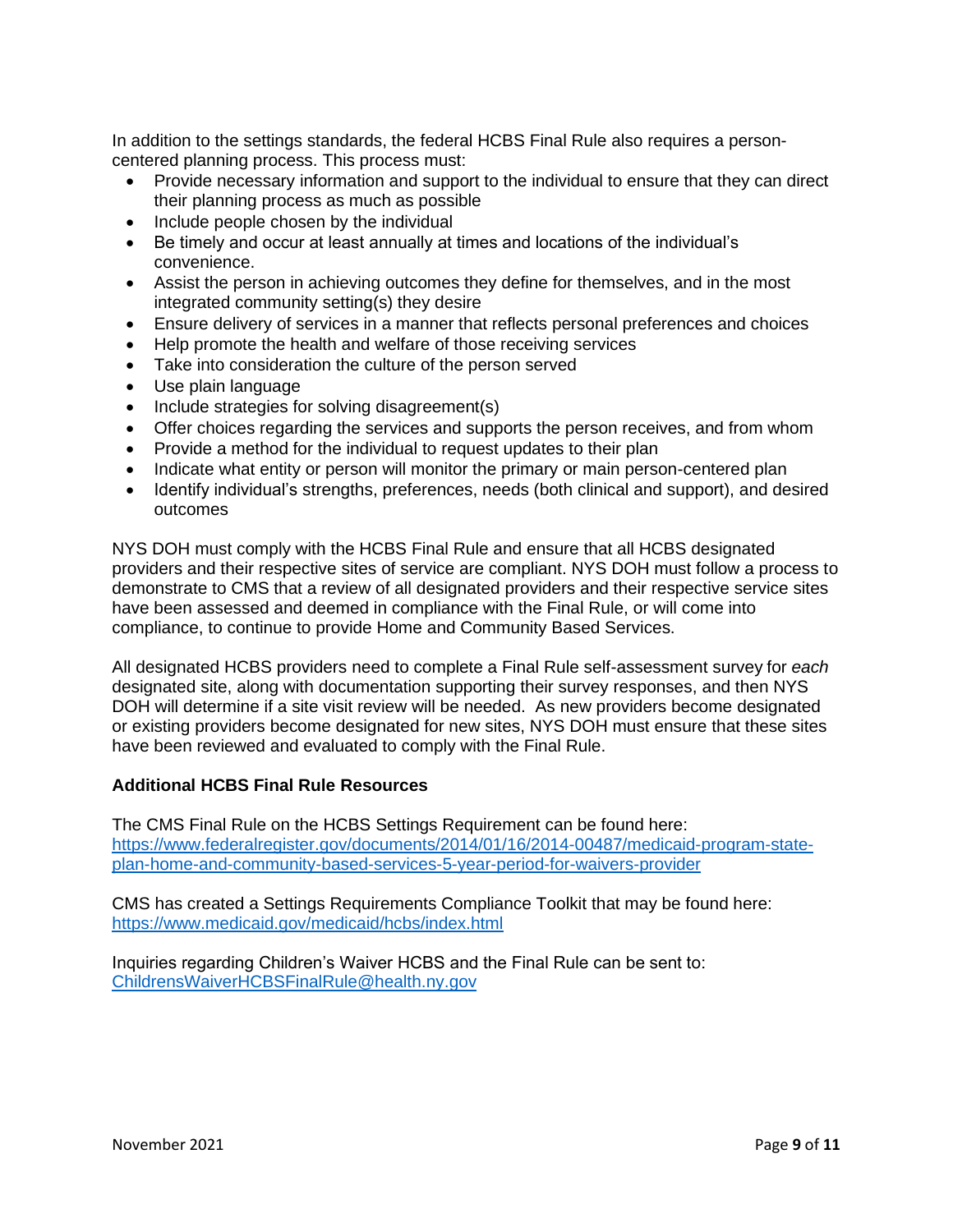In addition to the settings standards, the federal HCBS Final Rule also requires a person-centered planning process. This process must:

- Provide necessary information and support to the individual to ensure that they can direct their planning process as much as possible
- Include people chosen by the individual
- Be timely and occur at least annually at times and locations of the individual's convenience.
- Assist the person in achieving outcomes they define for themselves, and in the most integrated community setting(s) they desire
- Ensure delivery of services in a manner that reflects personal preferences and choices
- Help promote the health and welfare of those receiving services
- Take into consideration the culture of the person served
- Use plain language
- Include strategies for solving disagreement(s)
- Offer choices regarding the services and supports the person receives, and from whom
- Provide a method for the individual to request updates to their plan
- Indicate what entity or person will monitor the primary or main person-centered plan
- Identify individual's strengths, preferences, needs (both clinical and support), and desired outcomes

NYS DOH must comply with the HCBS Final Rule and ensure that all HCBS designated providers and their respective sites of service are compliant. NYS DOH must follow a process to demonstrate to CMS that a review of all designated providers and their respective service sites have been assessed and deemed in compliance with the Final Rule, or will come into compliance, to continue to provide Home and Community Based Services.

All designated HCBS providers need to complete a Final Rule self-assessment survey for *each* designated site, along with documentation supporting their survey responses, and then NYS DOH will determine if a site visit review will be needed. As new providers become designated or existing providers become designated for new sites, NYS DOH must ensure that these sites have been reviewed and evaluated to comply with the Final Rule.

**Additional HCBS Final Rule Resources**

The CMS Final Rule on the HCBS Settings Requirement can be found here:
[https://www.federalregister.gov/documents/2014/01/16/2014-00487/medicaid-program-state-plan-home-and-community-based-services-5-year-period-for-waivers-provider](https://www.federalregister.gov/documents/2014/01/16/2014-00487/medicaid-program-state-plan-home-and-community-based-services-5-year-period-for-waivers-provider)

CMS has created a Settings Requirements Compliance Toolkit that may be found here:
[https://www.medicaid.gov/medicaid/hcbs/index.html](https://www.medicaid.gov/medicaid/hcbs/index.html)

Inquiries regarding Children's Waiver HCBS and the Final Rule can be sent to:
[ChildrensWaiverHCBSFinalRule@health.ny.gov](mailto:ChildrensWaiverHCBSFinalRule@health.ny.gov)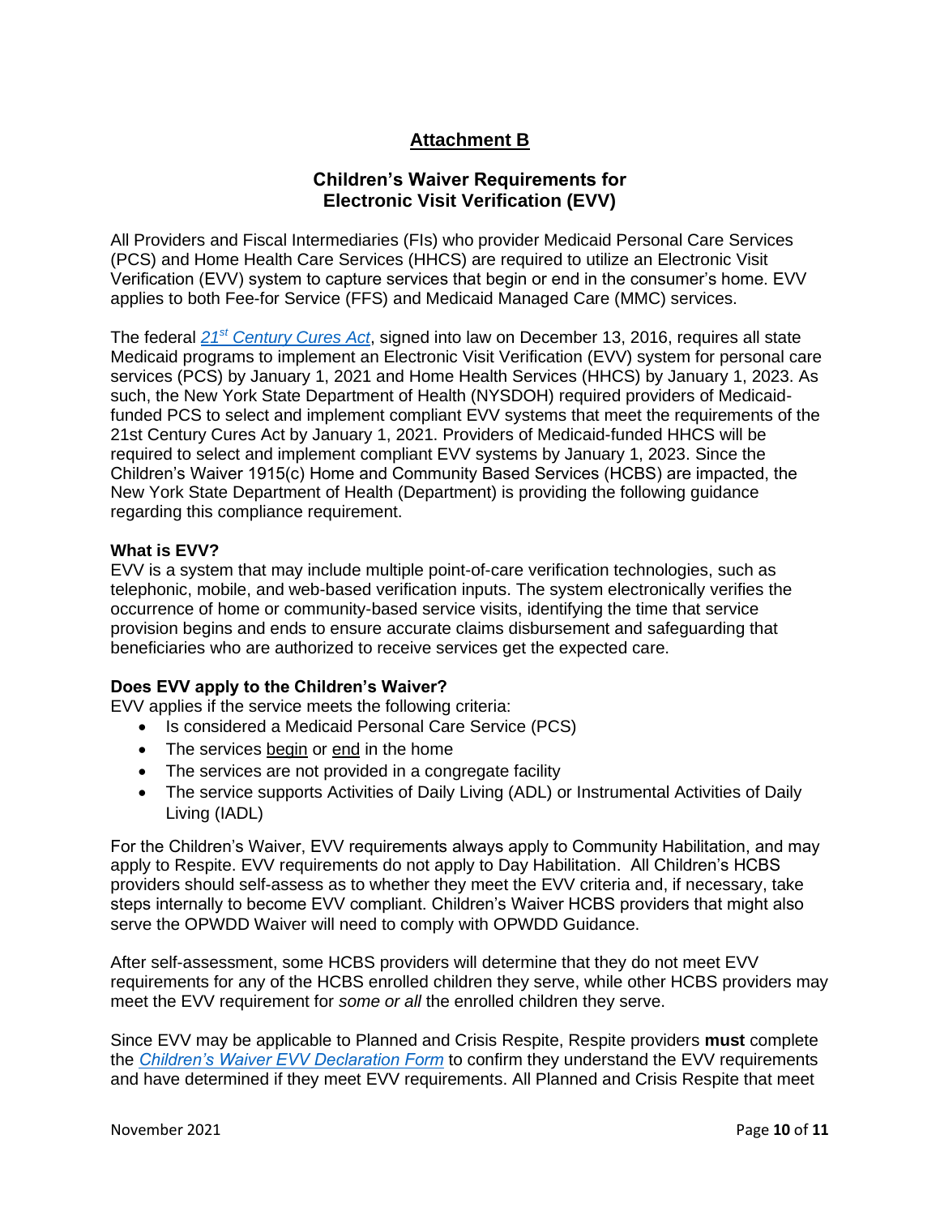## Attachment B

### Children's Waiver Requirements for Electronic Visit Verification (EVV)

All Providers and Fiscal Intermediaries (FIs) who provider Medicaid Personal Care Services (PCS) and Home Health Care Services (HHCS) are required to utilize an Electronic Visit Verification (EVV) system to capture services that begin or end in the consumer's home. EVV applies to both Fee-for Service (FFS) and Medicaid Managed Care (MMC) services.

The federal *21st Century Cures Act*, signed into law on December 13, 2016, requires all state Medicaid programs to implement an Electronic Visit Verification (EVV) system for personal care services (PCS) by January 1, 2021 and Home Health Services (HHCS) by January 1, 2023. As such, the New York State Department of Health (NYSDOH) required providers of Medicaid-funded PCS to select and implement compliant EVV systems that meet the requirements of the 21st Century Cures Act by January 1, 2021. Providers of Medicaid-funded HHCS will be required to select and implement compliant EVV systems by January 1, 2023. Since the Children's Waiver 1915(c) Home and Community Based Services (HCBS) are impacted, the New York State Department of Health (Department) is providing the following guidance regarding this compliance requirement.

**What is EVV?**
EVV is a system that may include multiple point-of-care verification technologies, such as telephonic, mobile, and web-based verification inputs. The system electronically verifies the occurrence of home or community-based service visits, identifying the time that service provision begins and ends to ensure accurate claims disbursement and safeguarding that beneficiaries who are authorized to receive services get the expected care.

**Does EVV apply to the Children's Waiver?**
EVV applies if the service meets the following criteria:

- Is considered a Medicaid Personal Care Service (PCS)
- The services begin or end in the home
- The services are not provided in a congregate facility
- The service supports Activities of Daily Living (ADL) or Instrumental Activities of Daily Living (IADL)

For the Children's Waiver, EVV requirements always apply to Community Habilitation, and may apply to Respite. EVV requirements do not apply to Day Habilitation. All Children's HCBS providers should self-assess as to whether they meet the EVV criteria and, if necessary, take steps internally to become EVV compliant. Children's Waiver HCBS providers that might also serve the OPWDD Waiver will need to comply with OPWDD Guidance.

After self-assessment, some HCBS providers will determine that they do not meet EVV requirements for any of the HCBS enrolled children they serve, while other HCBS providers may meet the EVV requirement for *some or all* the enrolled children they serve.

Since EVV may be applicable to Planned and Crisis Respite, Respite providers **must** complete the *Children's Waiver EVV Declaration Form* to confirm they understand the EVV requirements and have determined if they meet EVV requirements. All Planned and Crisis Respite that meet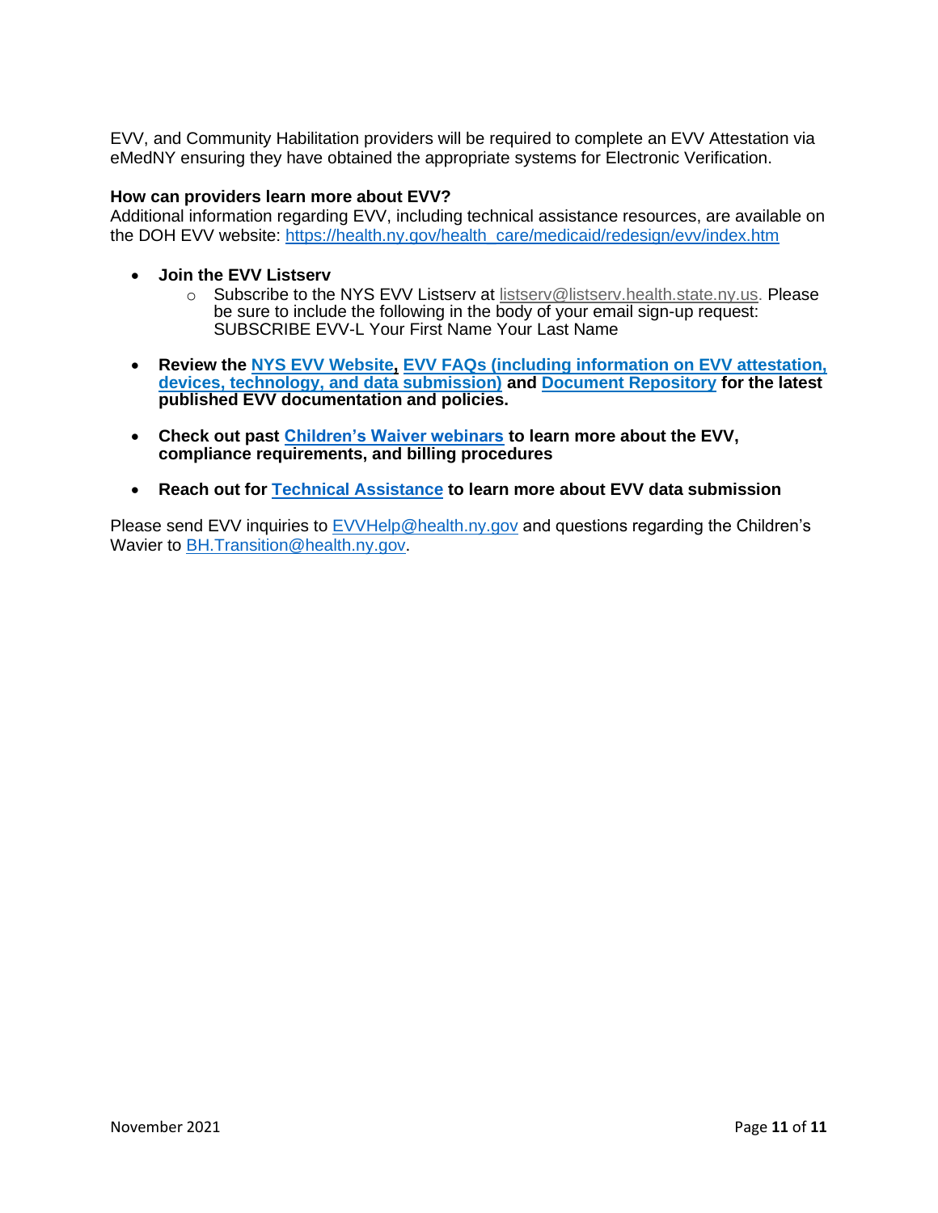EVV, and Community Habilitation providers will be required to complete an EVV Attestation via eMedNY ensuring they have obtained the appropriate systems for Electronic Verification.

**How can providers learn more about EVV?**
Additional information regarding EVV, including technical assistance resources, are available on the DOH EVV website: https://health.ny.gov/health_care/medicaid/redesign/evv/index.htm

- **Join the EVV Listserv**
  - Subscribe to the NYS EVV Listserv at listserv@listserv.health.state.ny.us. Please be sure to include the following in the body of your email sign-up request: SUBSCRIBE EVV-L Your First Name Your Last Name

- **Review the NYS EVV Website, EVV FAQs (including information on EVV attestation, devices, technology, and data submission) and Document Repository for the latest published EVV documentation and policies.**

- **Check out past Children's Waiver webinars to learn more about the EVV, compliance requirements, and billing procedures**

- **Reach out for Technical Assistance to learn more about EVV data submission**

Please send EVV inquiries to EVVHelp@health.ny.gov and questions regarding the Children's Wavier to BH.Transition@health.ny.gov.

November 2021